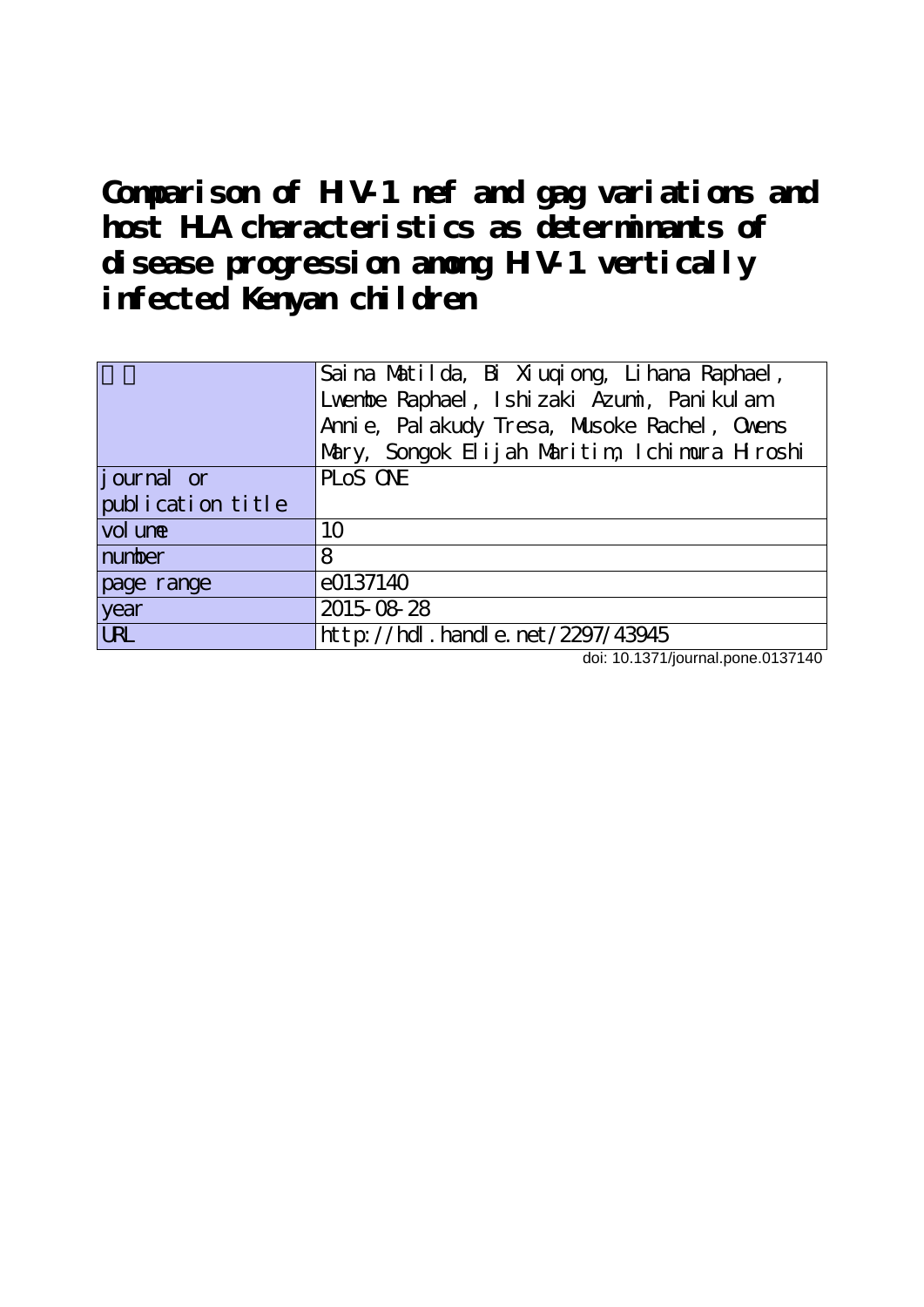# Comparison of HIV-1 nef and gag variations and host HLA characteristics as determinants of disease progression among HIV-1 vertically infected Kenyan children

| 著者 | Saina Matilda, Bi Xiuqiong, Lihana Raphael, Lwembe Raphael, Ishizaki Azumi, Panikulam Annie, Palakudy Tresa, Musoke Rachel, Owens Mary, Songok Elijah Maritim, Ichimura Hiroshi |
| --- | --- |
| journal or publication title | PLoS ONE |
| volume | 10 |
| number | 8 |
| page range | e0137140 |
| year | 2015-08-28 |
| URL | http://hdl.handle.net/2297/43945 |

doi: 10.1371/journal.pone.0137140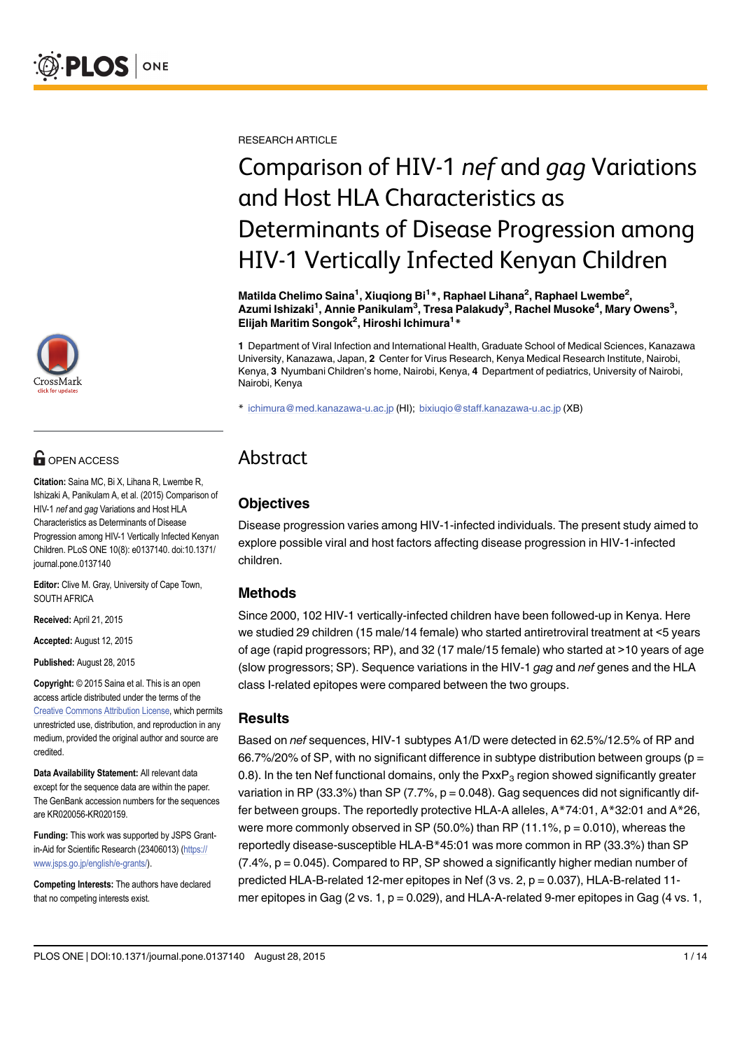RESEARCH ARTICLE

# Comparison of HIV-1 *nef* and *gag* Variations and Host HLA Characteristics as Determinants of Disease Progression among HIV-1 Vertically Infected Kenyan Children

**Matilda Chelimo Saina[1], Xiuqiong Bi[1]*, Raphael Lihana[2], Raphael Lwembe[2], Azumi Ishizaki[1], Annie Panikulam[3], Tresa Palakudy[3], Rachel Musoke[4], Mary Owens[3], Elijah Maritim Songok[2], Hiroshi Ichimura[1]***

**1** Department of Viral Infection and International Health, Graduate School of Medical Sciences, Kanazawa University, Kanazawa, Japan, **2** Center for Virus Research, Kenya Medical Research Institute, Nairobi, Kenya, **3** Nyumbani Children's home, Nairobi, Kenya, **4** Department of pediatrics, University of Nairobi, Nairobi, Kenya

* ichimura@med.kanazawa-u.ac.jp (HI); bixiuqio@staff.kanazawa-u.ac.jp (XB)

OPEN ACCESS

**Citation:** Saina MC, Bi X, Lihana R, Lwembe R, Ishizaki A, Panikulam A, et al. (2015) Comparison of HIV-1 *nef* and *gag* Variations and Host HLA Characteristics as Determinants of Disease Progression among HIV-1 Vertically Infected Kenyan Children. PLoS ONE 10(8): e0137140. doi:10.1371/journal.pone.0137140

**Editor:** Clive M. Gray, University of Cape Town, SOUTH AFRICA

**Received:** April 21, 2015

**Accepted:** August 12, 2015

**Published:** August 28, 2015

**Copyright:** © 2015 Saina et al. This is an open access article distributed under the terms of the Creative Commons Attribution License, which permits unrestricted use, distribution, and reproduction in any medium, provided the original author and source are credited.

**Data Availability Statement:** All relevant data except for the sequence data are within the paper. The GenBank accession numbers for the sequences are KR020056-KR020159.

**Funding:** This work was supported by JSPS Grant-in-Aid for Scientific Research (23406013) (https://www.jsps.go.jp/english/e-grants/).

**Competing Interests:** The authors have declared that no competing interests exist.

## Abstract

### Objectives

Disease progression varies among HIV-1-infected individuals. The present study aimed to explore possible viral and host factors affecting disease progression in HIV-1-infected children.

### Methods

Since 2000, 102 HIV-1 vertically-infected children have been followed-up in Kenya. Here we studied 29 children (15 male/14 female) who started antiretroviral treatment at <5 years of age (rapid progressors; RP), and 32 (17 male/15 female) who started at >10 years of age (slow progressors; SP). Sequence variations in the HIV-1 *gag* and *nef* genes and the HLA class I-related epitopes were compared between the two groups.

### Results

Based on *nef* sequences, HIV-1 subtypes A1/D were detected in 62.5%/12.5% of RP and 66.7%/20% of SP, with no significant difference in subtype distribution between groups ($p = 0.8$). In the ten Nef functional domains, only the PxxP$_3$ region showed significantly greater variation in RP (33.3%) than SP (7.7%, $p = 0.048$). Gag sequences did not significantly differ between groups. The reportedly protective HLA-A alleles, A*74:01, A*32:01 and A*26, were more commonly observed in SP (50.0%) than RP (11.1%, $p = 0.010$), whereas the reportedly disease-susceptible HLA-B*45:01 was more common in RP (33.3%) than SP (7.4%, $p = 0.045$). Compared to RP, SP showed a significantly higher median number of predicted HLA-B-related 12-mer epitopes in Nef (3 vs. 2, $p = 0.037$), HLA-B-related 11-mer epitopes in Gag (2 vs. 1, $p = 0.029$), and HLA-A-related 9-mer epitopes in Gag (4 vs. 1,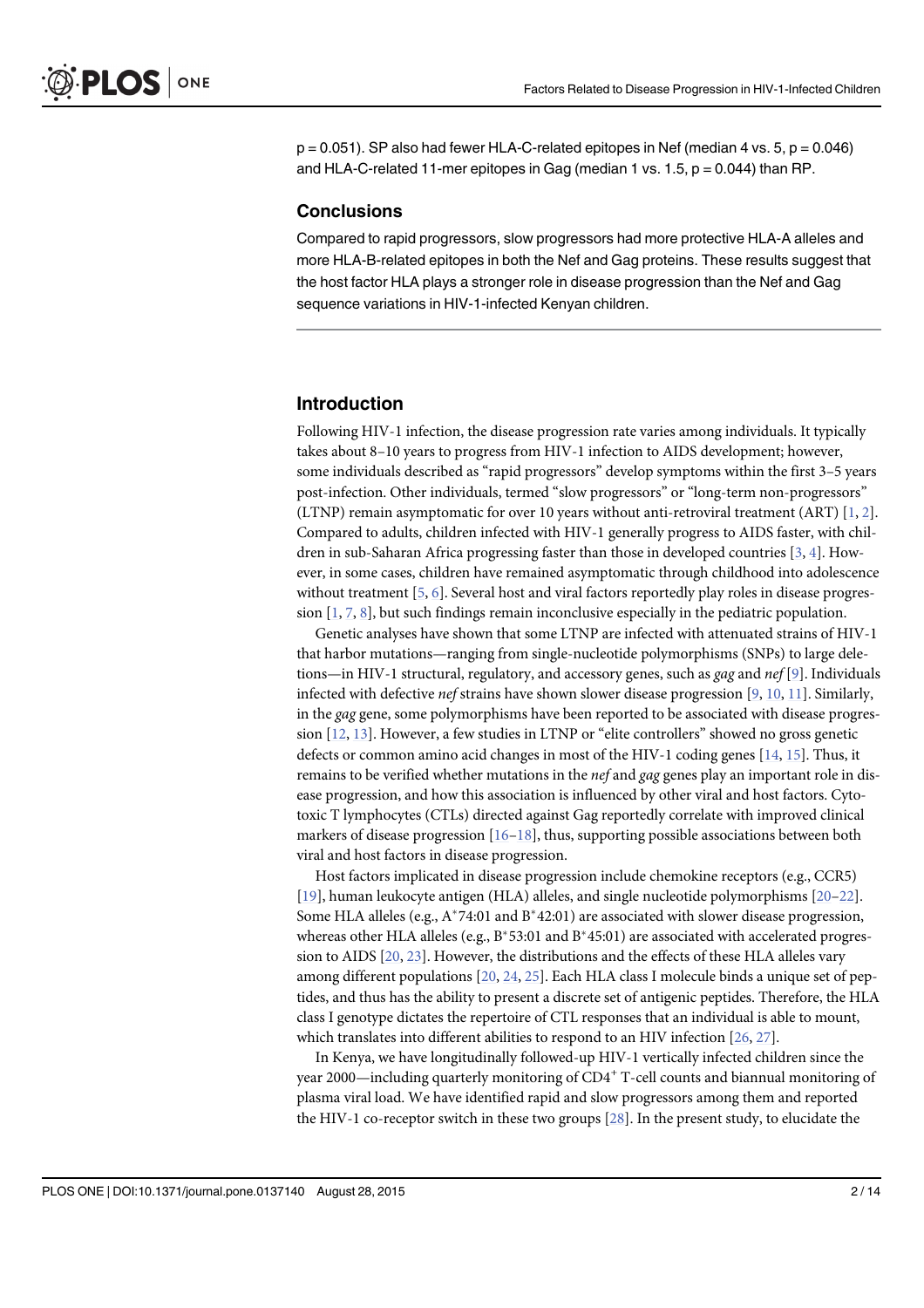p = 0.051). SP also had fewer HLA-C-related epitopes in Nef (median 4 vs. 5, p = 0.046) and HLA-C-related 11-mer epitopes in Gag (median 1 vs. 1.5, p = 0.044) than RP.

### Conclusions

Compared to rapid progressors, slow progressors had more protective HLA-A alleles and more HLA-B-related epitopes in both the Nef and Gag proteins. These results suggest that the host factor HLA plays a stronger role in disease progression than the Nef and Gag sequence variations in HIV-1-infected Kenyan children.

## Introduction

Following HIV-1 infection, the disease progression rate varies among individuals. It typically takes about 8–10 years to progress from HIV-1 infection to AIDS development; however, some individuals described as "rapid progressors" develop symptoms within the first 3–5 years post-infection. Other individuals, termed "slow progressors" or "long-term non-progressors" (LTNP) remain asymptomatic for over 10 years without anti-retroviral treatment (ART) [1, 2]. Compared to adults, children infected with HIV-1 generally progress to AIDS faster, with children in sub-Saharan Africa progressing faster than those in developed countries [3, 4]. However, in some cases, children have remained asymptomatic through childhood into adolescence without treatment [5, 6]. Several host and viral factors reportedly play roles in disease progression [1, 7, 8], but such findings remain inconclusive especially in the pediatric population.

Genetic analyses have shown that some LTNP are infected with attenuated strains of HIV-1 that harbor mutations—ranging from single-nucleotide polymorphisms (SNPs) to large deletions—in HIV-1 structural, regulatory, and accessory genes, such as *gag* and *nef* [9]. Individuals infected with defective *nef* strains have shown slower disease progression [9, 10, 11]. Similarly, in the *gag* gene, some polymorphisms have been reported to be associated with disease progression [12, 13]. However, a few studies in LTNP or "elite controllers" showed no gross genetic defects or common amino acid changes in most of the HIV-1 coding genes [14, 15]. Thus, it remains to be verified whether mutations in the *nef* and *gag* genes play an important role in disease progression, and how this association is influenced by other viral and host factors. Cytotoxic T lymphocytes (CTLs) directed against Gag reportedly correlate with improved clinical markers of disease progression [16–18], thus, supporting possible associations between both viral and host factors in disease progression.

Host factors implicated in disease progression include chemokine receptors (e.g., CCR5) [19], human leukocyte antigen (HLA) alleles, and single nucleotide polymorphisms [20–22]. Some HLA alleles (e.g., A*74:01 and B*42:01) are associated with slower disease progression, whereas other HLA alleles (e.g., B*53:01 and B*45:01) are associated with accelerated progression to AIDS [20, 23]. However, the distributions and the effects of these HLA alleles vary among different populations [20, 24, 25]. Each HLA class I molecule binds a unique set of peptides, and thus has the ability to present a discrete set of antigenic peptides. Therefore, the HLA class I genotype dictates the repertoire of CTL responses that an individual is able to mount, which translates into different abilities to respond to an HIV infection [26, 27].

In Kenya, we have longitudinally followed-up HIV-1 vertically infected children since the year 2000—including quarterly monitoring of $CD4^+$ T-cell counts and biannual monitoring of plasma viral load. We have identified rapid and slow progressors among them and reported the HIV-1 co-receptor switch in these two groups [28]. In the present study, to elucidate the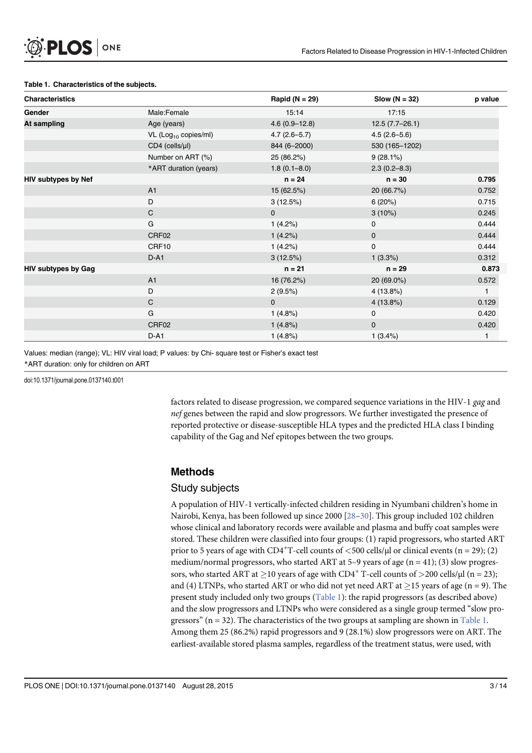**Table 1. Characteristics of the subjects.**

| Characteristics | | Rapid (N = 29) | Slow (N = 32) | p value |
|---|---|---|---|---|
| **Gender** | Male:Female | 15:14 | 17:15 | |
| **At sampling** | Age (years) | 4.6 (0.9–12.8) | 12.5 (7.7–26.1) | |
| | VL ($Log_{10}$ copies/ml) | 4.7 (2.6–5.7) | 4.5 (2.6–5.6) | |
| | CD4 (cells/μl) | 844 (6–2000) | 530 (165–1202) | |
| | Number on ART (%) | 25 (86.2%) | 9 (28.1%) | |
| | *ART duration (years) | 1.8 (0.1–8.0) | 2.3 (0.2–8.3) | |
| **HIV subtypes by Nef** | | **n = 24** | **n = 30** | **0.795** |
| | A1 | 15 (62.5%) | 20 (66.7%) | 0.752 |
| | D | 3 (12.5%) | 6 (20%) | 0.715 |
| | C | 0 | 3 (10%) | 0.245 |
| | G | 1 (4.2%) | 0 | 0.444 |
| | CRF02 | 1 (4.2%) | 0 | 0.444 |
| | CRF10 | 1 (4.2%) | 0 | 0.444 |
| | D-A1 | 3 (12.5%) | 1 (3.3%) | 0.312 |
| **HIV subtypes by Gag** | | **n = 21** | **n = 29** | **0.873** |
| | A1 | 16 (76.2%) | 20 (69.0%) | 0.572 |
| | D | 2 (9.5%) | 4 (13.8%) | 1 |
| | C | 0 | 4 (13.8%) | 0.129 |
| | G | 1 (4.8%) | 0 | 0.420 |
| | CRF02 | 1 (4.8%) | 0 | 0.420 |
| | D-A1 | 1 (4.8%) | 1 (3.4%) | 1 |

Values: median (range); VL: HIV viral load; P values: by Chi- square test or Fisher's exact test

*ART duration: only for children on ART

doi:10.1371/journal.pone.0137140.t001

factors related to disease progression, we compared sequence variations in the HIV-1 *gag* and *nef* genes between the rapid and slow progressors. We further investigated the presence of reported protective or disease-susceptible HLA types and the predicted HLA class I binding capability of the Gag and Nef epitopes between the two groups.

## Methods

### Study subjects

A population of HIV-1 vertically-infected children residing in Nyumbani children's home in Nairobi, Kenya, has been followed up since 2000 [28–30]. This group included 102 children whose clinical and laboratory records were available and plasma and buffy coat samples were stored. These children were classified into four groups: (1) rapid progressors, who started ART prior to 5 years of age with $CD4^{+}$T-cell counts of <500 cells/μl or clinical events (n = 29); (2) medium/normal progressors, who started ART at 5–9 years of age (n = 41); (3) slow progressors, who started ART at ≥10 years of age with $CD4^{+}$ T-cell counts of >200 cells/μl (n = 23); and (4) LTNPs, who started ART or who did not yet need ART at ≥15 years of age (n = 9). The present study included only two groups (Table 1): the rapid progressors (as described above) and the slow progressors and LTNPs who were considered as a single group termed "slow progressors" (n = 32). The characteristics of the two groups at sampling are shown in Table 1. Among them 25 (86.2%) rapid progressors and 9 (28.1%) slow progressors were on ART. The earliest-available stored plasma samples, regardless of the treatment status, were used, with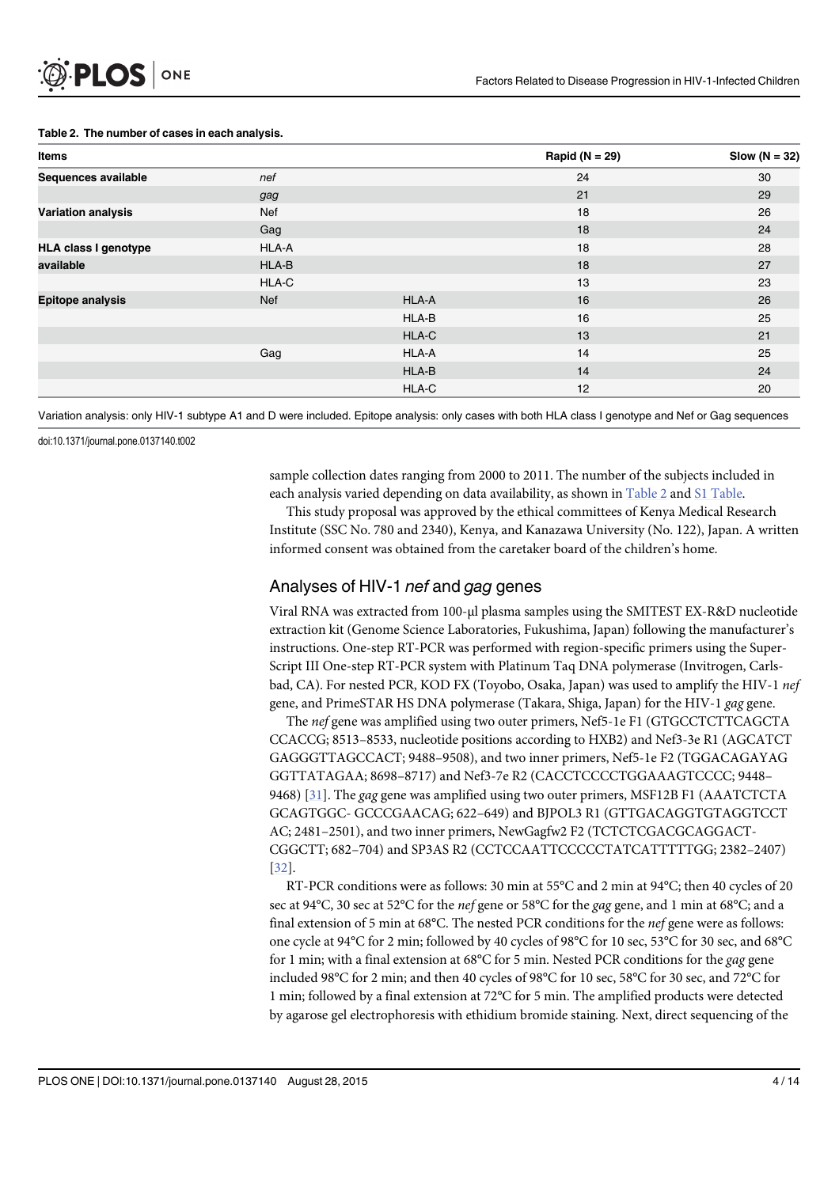**Table 2. The number of cases in each analysis.**

| Items | | | Rapid (N = 29) | Slow (N = 32) |
|---|---|---|---|---|
| **Sequences available** | *nef* | | 24 | 30 |
| | *gag* | | 21 | 29 |
| **Variation analysis** | Nef | | 18 | 26 |
| | Gag | | 18 | 24 |
| **HLA class I genotype available** | HLA-A | | 18 | 28 |
| | HLA-B | | 18 | 27 |
| | HLA-C | | 13 | 23 |
| **Epitope analysis** | Nef | HLA-A | 16 | 26 |
| | | HLA-B | 16 | 25 |
| | | HLA-C | 13 | 21 |
| | Gag | HLA-A | 14 | 25 |
| | | HLA-B | 14 | 24 |
| | | HLA-C | 12 | 20 |

Variation analysis: only HIV-1 subtype A1 and D were included. Epitope analysis: only cases with both HLA class I genotype and Nef or Gag sequences

doi:10.1371/journal.pone.0137140.t002

sample collection dates ranging from 2000 to 2011. The number of the subjects included in each analysis varied depending on data availability, as shown in Table 2 and S1 Table.

This study proposal was approved by the ethical committees of Kenya Medical Research Institute (SSC No. 780 and 2340), Kenya, and Kanazawa University (No. 122), Japan. A written informed consent was obtained from the caretaker board of the children's home.

## Analyses of HIV-1 *nef* and *gag* genes

Viral RNA was extracted from 100-μl plasma samples using the SMITEST EX-R&D nucleotide extraction kit (Genome Science Laboratories, Fukushima, Japan) following the manufacturer's instructions. One-step RT-PCR was performed with region-specific primers using the SuperScript III One-step RT-PCR system with Platinum Taq DNA polymerase (Invitrogen, Carlsbad, CA). For nested PCR, KOD FX (Toyobo, Osaka, Japan) was used to amplify the HIV-1 *nef* gene, and PrimeSTAR HS DNA polymerase (Takara, Shiga, Japan) for the HIV-1 *gag* gene.

The *nef* gene was amplified using two outer primers, Nef5-1e F1 (GTGCCTCTTCAGCTACCACCG; 8513–8533, nucleotide positions according to HXB2) and Nef3-3e R1 (AGCATCTGAGGGTTAGCCACT; 9488–9508), and two inner primers, Nef5-1e F2 (TGGACAGAYAGGGTTATAGAA; 8698–8717) and Nef3-7e R2 (CACCTCCCCTGGAAAGTCCCC; 9448–9468) [31]. The *gag* gene was amplified using two outer primers, MSF12B F1 (AAATCTCTAGCAGTGGC- GCCCGAACAG; 622–649) and BJPOL3 R1 (GTTGACAGGTGTAGGTCCTAC; 2481–2501), and two inner primers, NewGagfw2 F2 (TCTCTCGACGCAGGACT-CGGCTT; 682–704) and SP3AS R2 (CCTCCAATTCCCCCTATCATTTTTGG; 2382–2407) [32].

RT-PCR conditions were as follows: 30 min at 55°C and 2 min at 94°C; then 40 cycles of 20 sec at 94°C, 30 sec at 52°C for the *nef* gene or 58°C for the *gag* gene, and 1 min at 68°C; and a final extension of 5 min at 68°C. The nested PCR conditions for the *nef* gene were as follows: one cycle at 94°C for 2 min; followed by 40 cycles of 98°C for 10 sec, 53°C for 30 sec, and 68°C for 1 min; with a final extension at 68°C for 5 min. Nested PCR conditions for the *gag* gene included 98°C for 2 min; and then 40 cycles of 98°C for 10 sec, 58°C for 30 sec, and 72°C for 1 min; followed by a final extension at 72°C for 5 min. The amplified products were detected by agarose gel electrophoresis with ethidium bromide staining. Next, direct sequencing of the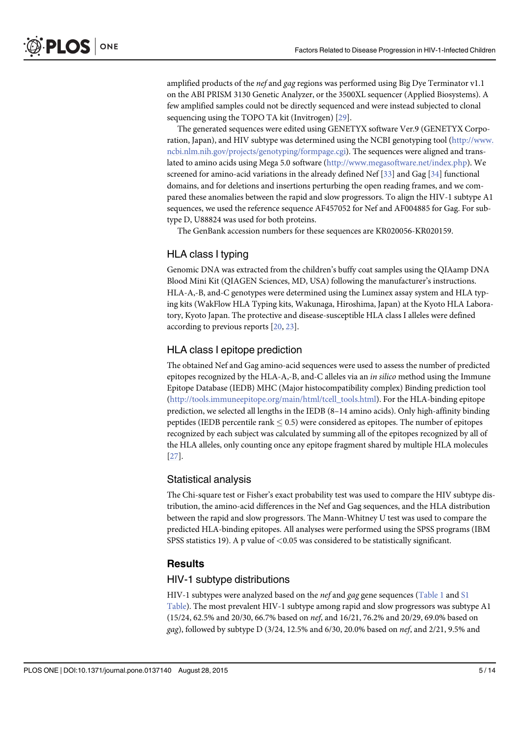amplified products of the *nef* and *gag* regions was performed using Big Dye Terminator v1.1 on the ABI PRISM 3130 Genetic Analyzer, or the 3500XL sequencer (Applied Biosystems). A few amplified samples could not be directly sequenced and were instead subjected to clonal sequencing using the TOPO TA kit (Invitrogen) [29].

The generated sequences were edited using GENETYX software Ver.9 (GENETYX Corporation, Japan), and HIV subtype was determined using the NCBI genotyping tool (http://www.ncbi.nlm.nih.gov/projects/genotyping/formpage.cgi). The sequences were aligned and translated to amino acids using Mega 5.0 software (http://www.megasoftware.net/index.php). We screened for amino-acid variations in the already defined Nef [33] and Gag [34] functional domains, and for deletions and insertions perturbing the open reading frames, and we compared these anomalies between the rapid and slow progressors. To align the HIV-1 subtype A1 sequences, we used the reference sequence AF457052 for Nef and AF004885 for Gag. For subtype D, U88824 was used for both proteins.

The GenBank accession numbers for these sequences are KR020056-KR020159.

### HLA class I typing

Genomic DNA was extracted from the children's buffy coat samples using the QIAamp DNA Blood Mini Kit (QIAGEN Sciences, MD, USA) following the manufacturer's instructions. HLA-A,-B, and-C genotypes were determined using the Luminex assay system and HLA typing kits (WakFlow HLA Typing kits, Wakunaga, Hiroshima, Japan) at the Kyoto HLA Laboratory, Kyoto Japan. The protective and disease-susceptible HLA class I alleles were defined according to previous reports [20, 23].

### HLA class I epitope prediction

The obtained Nef and Gag amino-acid sequences were used to assess the number of predicted epitopes recognized by the HLA-A,-B, and-C alleles via an *in silico* method using the Immune Epitope Database (IEDB) MHC (Major histocompatibility complex) Binding prediction tool (http://tools.immuneepitope.org/main/html/tcell_tools.html). For the HLA-binding epitope prediction, we selected all lengths in the IEDB (8–14 amino acids). Only high-affinity binding peptides (IEDB percentile rank $\leq$ 0.5) were considered as epitopes. The number of epitopes recognized by each subject was calculated by summing all of the epitopes recognized by all of the HLA alleles, only counting once any epitope fragment shared by multiple HLA molecules [27].

### Statistical analysis

The Chi-square test or Fisher's exact probability test was used to compare the HIV subtype distribution, the amino-acid differences in the Nef and Gag sequences, and the HLA distribution between the rapid and slow progressors. The Mann-Whitney U test was used to compare the predicted HLA-binding epitopes. All analyses were performed using the SPSS programs (IBM SPSS statistics 19). A p value of $<0.05$ was considered to be statistically significant.

## Results

### HIV-1 subtype distributions

HIV-1 subtypes were analyzed based on the *nef* and *gag* gene sequences (Table 1 and S1 Table). The most prevalent HIV-1 subtype among rapid and slow progressors was subtype A1 (15/24, 62.5% and 20/30, 66.7% based on *nef*, and 16/21, 76.2% and 20/29, 69.0% based on *gag*), followed by subtype D (3/24, 12.5% and 6/30, 20.0% based on *nef*, and 2/21, 9.5% and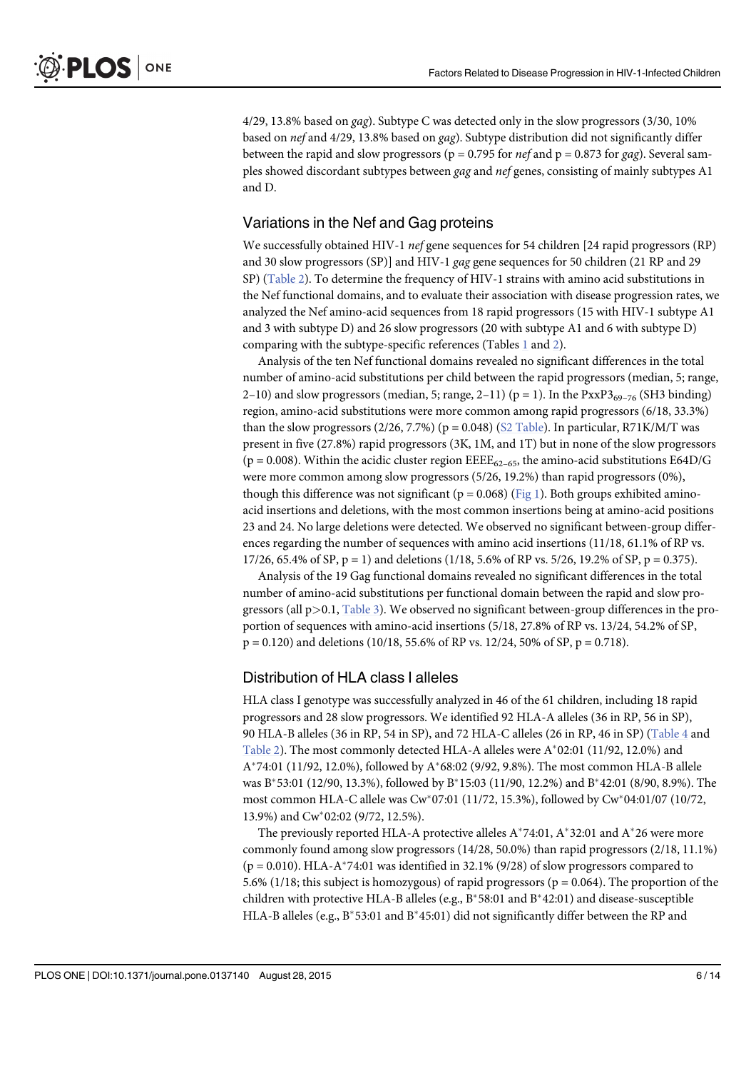4/29, 13.8% based on *gag*). Subtype C was detected only in the slow progressors (3/30, 10% based on *nef* and 4/29, 13.8% based on *gag*). Subtype distribution did not significantly differ between the rapid and slow progressors (p = 0.795 for *nef* and p = 0.873 for *gag*). Several samples showed discordant subtypes between *gag* and *nef* genes, consisting of mainly subtypes A1 and D.

## Variations in the Nef and Gag proteins

We successfully obtained HIV-1 *nef* gene sequences for 54 children [24 rapid progressors (RP) and 30 slow progressors (SP)] and HIV-1 *gag* gene sequences for 50 children (21 RP and 29 SP) (Table 2). To determine the frequency of HIV-1 strains with amino acid substitutions in the Nef functional domains, and to evaluate their association with disease progression rates, we analyzed the Nef amino-acid sequences from 18 rapid progressors (15 with HIV-1 subtype A1 and 3 with subtype D) and 26 slow progressors (20 with subtype A1 and 6 with subtype D) comparing with the subtype-specific references (Tables 1 and 2).

Analysis of the ten Nef functional domains revealed no significant differences in the total number of amino-acid substitutions per child between the rapid progressors (median, 5; range, 2–10) and slow progressors (median, 5; range, 2–11) (p = 1). In the $PxxP3_{69-76}$ (SH3 binding) region, amino-acid substitutions were more common among rapid progressors (6/18, 33.3%) than the slow progressors (2/26, 7.7%) (p = 0.048) (S2 Table). In particular, R71K/M/T was present in five (27.8%) rapid progressors (3K, 1M, and 1T) but in none of the slow progressors (p = 0.008). Within the acidic cluster region $EEEE_{62-65}$, the amino-acid substitutions E64D/G were more common among slow progressors (5/26, 19.2%) than rapid progressors (0%), though this difference was not significant (p = 0.068) (Fig 1). Both groups exhibited amino-acid insertions and deletions, with the most common insertions being at amino-acid positions 23 and 24. No large deletions were detected. We observed no significant between-group differences regarding the number of sequences with amino acid insertions (11/18, 61.1% of RP vs. 17/26, 65.4% of SP, p = 1) and deletions (1/18, 5.6% of RP vs. 5/26, 19.2% of SP, p = 0.375).

Analysis of the 19 Gag functional domains revealed no significant differences in the total number of amino-acid substitutions per functional domain between the rapid and slow progressors (all p>0.1, Table 3). We observed no significant between-group differences in the proportion of sequences with amino-acid insertions (5/18, 27.8% of RP vs. 13/24, 54.2% of SP, p = 0.120) and deletions (10/18, 55.6% of RP vs. 12/24, 50% of SP, p = 0.718).

## Distribution of HLA class I alleles

HLA class I genotype was successfully analyzed in 46 of the 61 children, including 18 rapid progressors and 28 slow progressors. We identified 92 HLA-A alleles (36 in RP, 56 in SP), 90 HLA-B alleles (36 in RP, 54 in SP), and 72 HLA-C alleles (26 in RP, 46 in SP) (Table 4 and Table 2). The most commonly detected HLA-A alleles were A*02:01 (11/92, 12.0%) and A*74:01 (11/92, 12.0%), followed by A*68:02 (9/92, 9.8%). The most common HLA-B allele was B*53:01 (12/90, 13.3%), followed by B*15:03 (11/90, 12.2%) and B*42:01 (8/90, 8.9%). The most common HLA-C allele was Cw*07:01 (11/72, 15.3%), followed by Cw*04:01/07 (10/72, 13.9%) and Cw*02:02 (9/72, 12.5%).

The previously reported HLA-A protective alleles A*74:01, A*32:01 and A*26 were more commonly found among slow progressors (14/28, 50.0%) than rapid progressors (2/18, 11.1%) (p = 0.010). HLA-A*74:01 was identified in 32.1% (9/28) of slow progressors compared to 5.6% (1/18; this subject is homozygous) of rapid progressors (p = 0.064). The proportion of the children with protective HLA-B alleles (e.g., B*58:01 and B*42:01) and disease-susceptible HLA-B alleles (e.g., B*53:01 and B*45:01) did not significantly differ between the RP and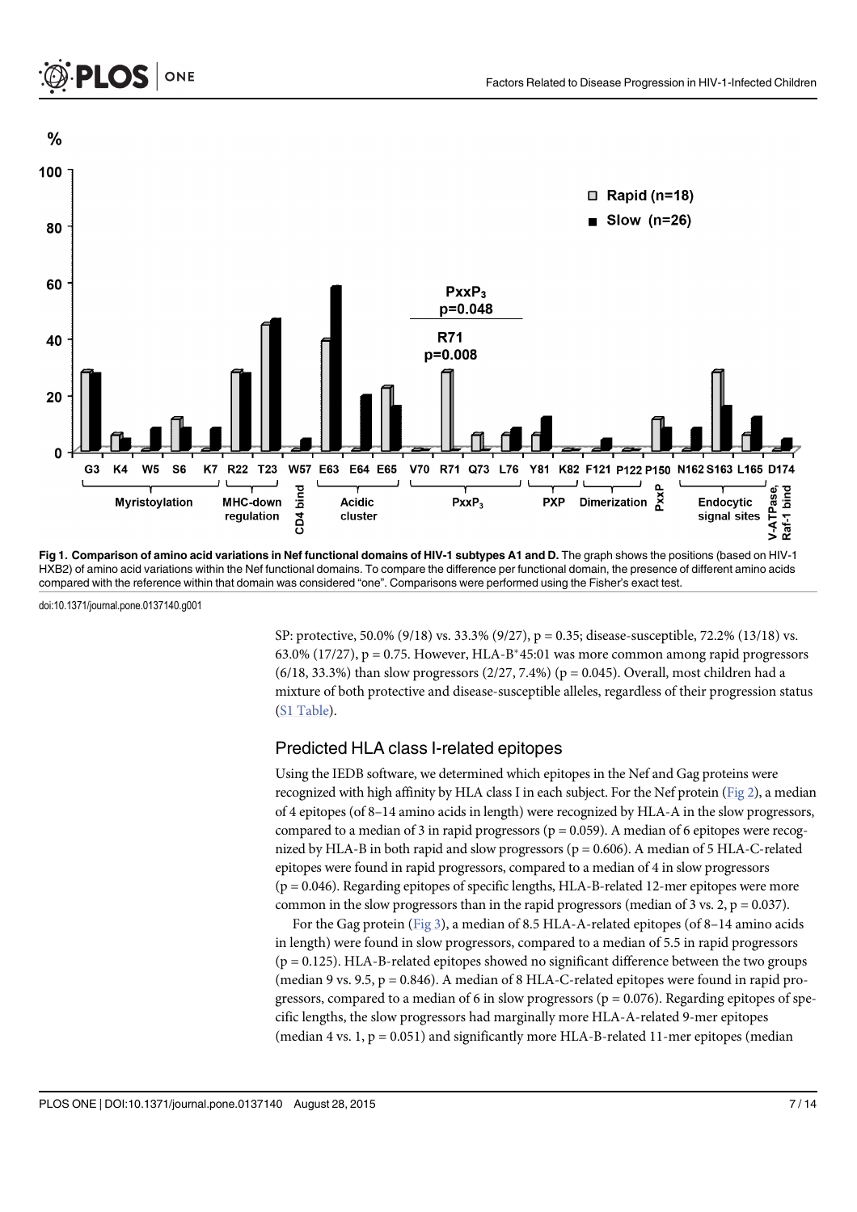Fig 1. Comparison of amino acid variations in Nef functional domains of HIV-1 subtypes A1 and D. The graph shows the positions (based on HIV-1 HXB2) of amino acid variations within the Nef functional domains. To compare the difference per functional domain, the presence of different amino acids compared with the reference within that domain was considered "one". Comparisons were performed using the Fisher's exact test.

doi:10.1371/journal.pone.0137140.g001

SP: protective, 50.0% (9/18) vs. 33.3% (9/27), p = 0.35; disease-susceptible, 72.2% (13/18) vs. 63.0% (17/27), p = 0.75. However, HLA-B*45:01 was more common among rapid progressors (6/18, 33.3%) than slow progressors (2/27, 7.4%) (p = 0.045). Overall, most children had a mixture of both protective and disease-susceptible alleles, regardless of their progression status (S1 Table).

## Predicted HLA class I-related epitopes

Using the IEDB software, we determined which epitopes in the Nef and Gag proteins were recognized with high affinity by HLA class I in each subject. For the Nef protein (Fig 2), a median of 4 epitopes (of 8–14 amino acids in length) were recognized by HLA-A in the slow progressors, compared to a median of 3 in rapid progressors (p = 0.059). A median of 6 epitopes were recognized by HLA-B in both rapid and slow progressors (p = 0.606). A median of 5 HLA-C-related epitopes were found in rapid progressors, compared to a median of 4 in slow progressors (p = 0.046). Regarding epitopes of specific lengths, HLA-B-related 12-mer epitopes were more common in the slow progressors than in the rapid progressors (median of 3 vs. 2, p = 0.037).

For the Gag protein (Fig 3), a median of 8.5 HLA-A-related epitopes (of 8–14 amino acids in length) were found in slow progressors, compared to a median of 5.5 in rapid progressors (p = 0.125). HLA-B-related epitopes showed no significant difference between the two groups (median 9 vs. 9.5, p = 0.846). A median of 8 HLA-C-related epitopes were found in rapid progressors, compared to a median of 6 in slow progressors (p = 0.076). Regarding epitopes of specific lengths, the slow progressors had marginally more HLA-A-related 9-mer epitopes (median 4 vs. 1, p = 0.051) and significantly more HLA-B-related 11-mer epitopes (median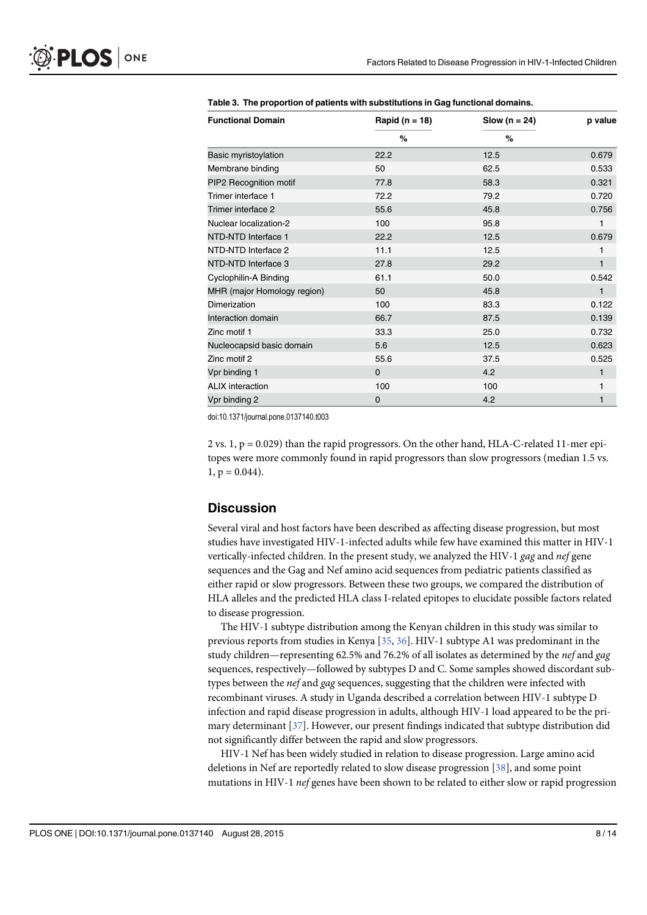**Table 3. The proportion of patients with substitutions in Gag functional domains.**

| Functional Domain | Rapid (n = 18) | Slow (n = 24) | p value |
|---|---|---|---|
| | % | % | |
| Basic myristoylation | 22.2 | 12.5 | 0.679 |
| Membrane binding | 50 | 62.5 | 0.533 |
| PIP2 Recognition motif | 77.8 | 58.3 | 0.321 |
| Trimer interface 1 | 72.2 | 79.2 | 0.720 |
| Trimer interface 2 | 55.6 | 45.8 | 0.756 |
| Nuclear localization-2 | 100 | 95.8 | 1 |
| NTD-NTD Interface 1 | 22.2 | 12.5 | 0.679 |
| NTD-NTD Interface 2 | 11.1 | 12.5 | 1 |
| NTD-NTD Interface 3 | 27.8 | 29.2 | 1 |
| Cyclophilin-A Binding | 61.1 | 50.0 | 0.542 |
| MHR (major Homology region) | 50 | 45.8 | 1 |
| Dimerization | 100 | 83.3 | 0.122 |
| Interaction domain | 66.7 | 87.5 | 0.139 |
| Zinc motif 1 | 33.3 | 25.0 | 0.732 |
| Nucleocapsid basic domain | 5.6 | 12.5 | 0.623 |
| Zinc motif 2 | 55.6 | 37.5 | 0.525 |
| Vpr binding 1 | 0 | 4.2 | 1 |
| ALIX interaction | 100 | 100 | 1 |
| Vpr binding 2 | 0 | 4.2 | 1 |

doi:10.1371/journal.pone.0137140.t003

2 vs. 1, p = 0.029) than the rapid progressors. On the other hand, HLA-C-related 11-mer epitopes were more commonly found in rapid progressors than slow progressors (median 1.5 vs. 1, p = 0.044).

## Discussion

Several viral and host factors have been described as affecting disease progression, but most studies have investigated HIV-1-infected adults while few have examined this matter in HIV-1 vertically-infected children. In the present study, we analyzed the HIV-1 *gag* and *nef* gene sequences and the Gag and Nef amino acid sequences from pediatric patients classified as either rapid or slow progressors. Between these two groups, we compared the distribution of HLA alleles and the predicted HLA class I-related epitopes to elucidate possible factors related to disease progression.

The HIV-1 subtype distribution among the Kenyan children in this study was similar to previous reports from studies in Kenya [35, 36]. HIV-1 subtype A1 was predominant in the study children—representing 62.5% and 76.2% of all isolates as determined by the *nef* and *gag* sequences, respectively—followed by subtypes D and C. Some samples showed discordant subtypes between the *nef* and *gag* sequences, suggesting that the children were infected with recombinant viruses. A study in Uganda described a correlation between HIV-1 subtype D infection and rapid disease progression in adults, although HIV-1 load appeared to be the primary determinant [37]. However, our present findings indicated that subtype distribution did not significantly differ between the rapid and slow progressors.

HIV-1 Nef has been widely studied in relation to disease progression. Large amino acid deletions in Nef are reportedly related to slow disease progression [38], and some point mutations in HIV-1 *nef* genes have been shown to be related to either slow or rapid progression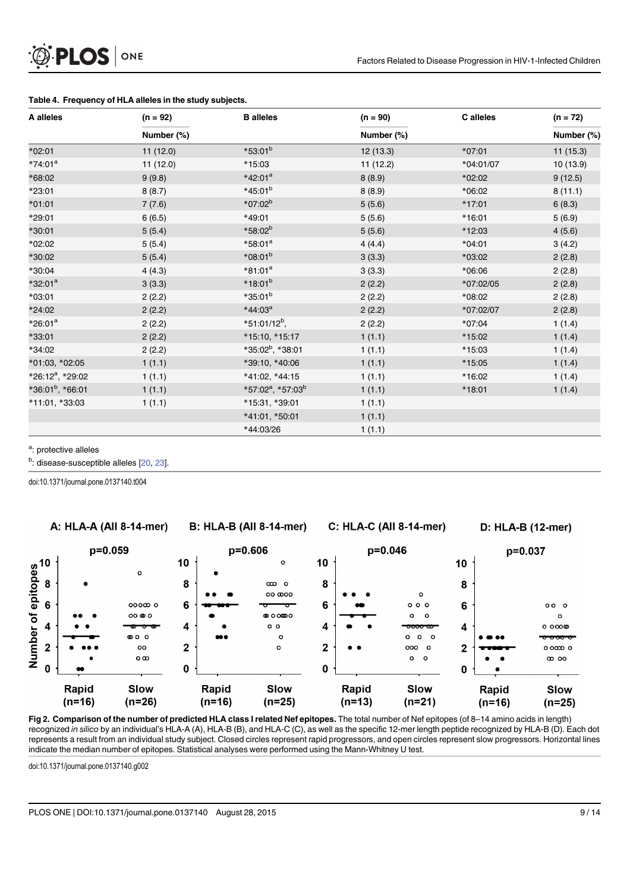**Table 4. Frequency of HLA alleles in the study subjects.**

| A alleles | (n = 92) | B alleles | (n = 90) | C alleles | (n = 72) |
|---|---|---|---|---|---|
| | Number (%) | | Number (%) | | Number (%) |
| *02:01 | 11 (12.0) | *53:01[b] | 12 (13.3) | *07:01 | 11 (15.3) |
| *74:01[a] | 11 (12.0) | *15:03 | 11 (12.2) | *04:01/07 | 10 (13.9) |
| *68:02 | 9 (9.8) | *42:01[a] | 8 (8.9) | *02:02 | 9 (12.5) |
| *23:01 | 8 (8.7) | *45:01[b] | 8 (8.9) | *06:02 | 8 (11.1) |
| *01:01 | 7 (7.6) | *07:02[b] | 5 (5.6) | *17:01 | 6 (8.3) |
| *29:01 | 6 (6.5) | *49:01 | 5 (5.6) | *16:01 | 5 (6.9) |
| *30:01 | 5 (5.4) | *58:02[b] | 5 (5.6) | *12:03 | 4 (5.6) |
| *02:02 | 5 (5.4) | *58:01[a] | 4 (4.4) | *04:01 | 3 (4.2) |
| *30:02 | 5 (5.4) | *08:01[b] | 3 (3.3) | *03:02 | 2 (2.8) |
| *30:04 | 4 (4.3) | *81:01[a] | 3 (3.3) | *06:06 | 2 (2.8) |
| *32:01[a] | 3 (3.3) | *18:01[b] | 2 (2.2) | *07:02/05 | 2 (2.8) |
| *03:01 | 2 (2.2) | *35:01[b] | 2 (2.2) | *08:02 | 2 (2.8) |
| *24:02 | 2 (2.2) | *44:03[a] | 2 (2.2) | *07:02/07 | 2 (2.8) |
| *26:01[a] | 2 (2.2) | *51:01/12[b], | 2 (2.2) | *07:04 | 1 (1.4) |
| *33:01 | 2 (2.2) | *15:10, *15:17 | 1 (1.1) | *15:02 | 1 (1.4) |
| *34:02 | 2 (2.2) | *35:02[b], *38:01 | 1 (1.1) | *15:03 | 1 (1.4) |
| *01:03, *02:05 | 1 (1.1) | *39:10, *40:06 | 1 (1.1) | *15:05 | 1 (1.4) |
| *26:12[a], *29:02 | 1 (1.1) | *41:02, *44:15 | 1 (1.1) | *16:02 | 1 (1.4) |
| *36:01[b], *66:01 | 1 (1.1) | *57:02[a], *57:03[b] | 1 (1.1) | *18:01 | 1 (1.4) |
| *11:01, *33:03 | 1 (1.1) | *15:31, *39:01 | 1 (1.1) | | |
| | | *41:01, *50:01 | 1 (1.1) | | |
| | | *44:03/26 | 1 (1.1) | | |

[a]: protective alleles

[b]: disease-susceptible alleles [20, 23].

doi:10.1371/journal.pone.0137140.t004

**Fig 2. Comparison of the number of predicted HLA class I related Nef epitopes.** The total number of Nef epitopes (of 8–14 amino acids in length) recognized *in silico* by an individual's HLA-A (A), HLA-B (B), and HLA-C (C), as well as the specific 12-mer length peptide recognized by HLA-B (D). Each dot represents a result from an individual study subject. Closed circles represent rapid progressors, and open circles represent slow progressors. Horizontal lines indicate the median number of epitopes. Statistical analyses were performed using the Mann-Whitney U test.

doi:10.1371/journal.pone.0137140.g002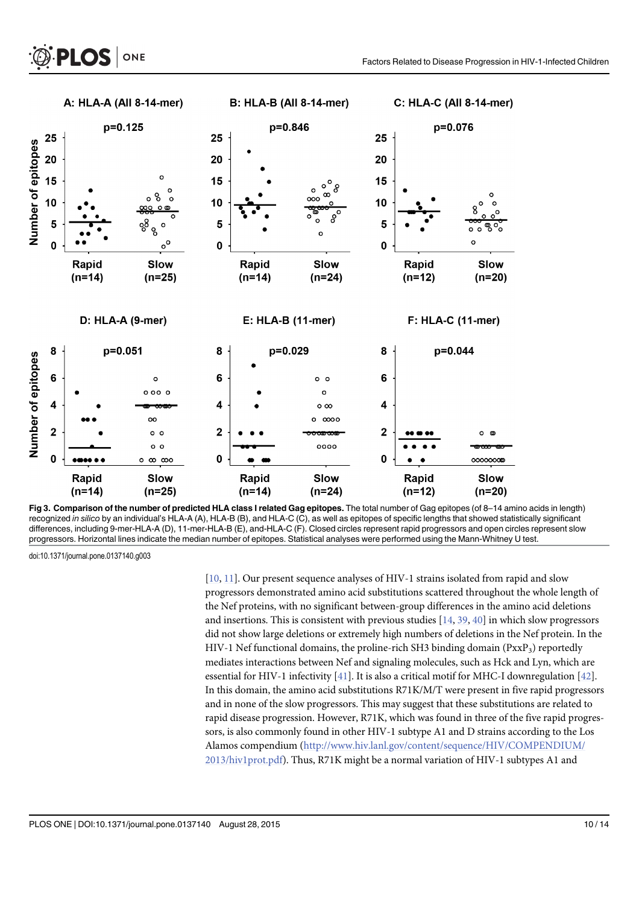**Fig 3. Comparison of the number of predicted HLA class I related Gag epitopes.** The total number of Gag epitopes (of 8–14 amino acids in length) recognized *in silico* by an individual's HLA-A (A), HLA-B (B), and HLA-C (C), as well as epitopes of specific lengths that showed statistically significant differences, including 9-mer-HLA-A (D), 11-mer-HLA-B (E), and-HLA-C (F). Closed circles represent rapid progressors and open circles represent slow progressors. Horizontal lines indicate the median number of epitopes. Statistical analyses were performed using the Mann-Whitney U test.

doi:10.1371/journal.pone.0137140.g003

[10, 11]. Our present sequence analyses of HIV-1 strains isolated from rapid and slow progressors demonstrated amino acid substitutions scattered throughout the whole length of the Nef proteins, with no significant between-group differences in the amino acid deletions and insertions. This is consistent with previous studies [14, 39, 40] in which slow progressors did not show large deletions or extremely high numbers of deletions in the Nef protein. In the HIV-1 Nef functional domains, the proline-rich SH3 binding domain ($PxxP_3$) reportedly mediates interactions between Nef and signaling molecules, such as Hck and Lyn, which are essential for HIV-1 infectivity [41]. It is also a critical motif for MHC-I downregulation [42]. In this domain, the amino acid substitutions R71K/M/T were present in five rapid progressors and in none of the slow progressors. This may suggest that these substitutions are related to rapid disease progression. However, R71K, which was found in three of the five rapid progressors, is also commonly found in other HIV-1 subtype A1 and D strains according to the Los Alamos compendium (http://www.hiv.lanl.gov/content/sequence/HIV/COMPENDIUM/2013/hiv1prot.pdf). Thus, R71K might be a normal variation of HIV-1 subtypes A1 and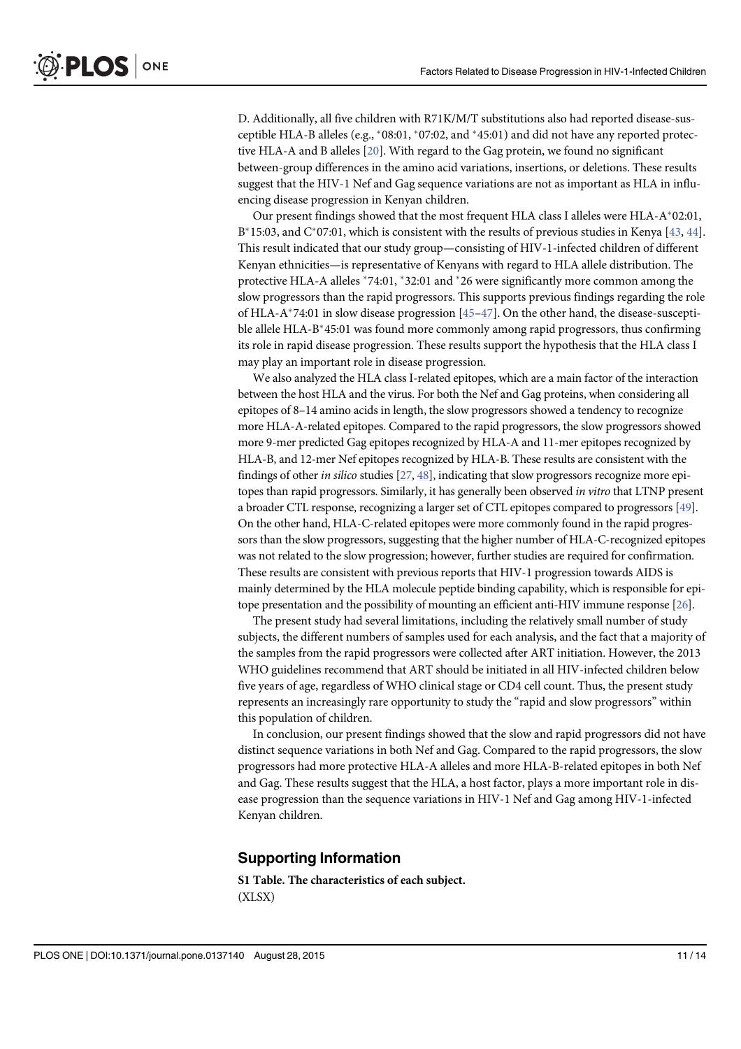D. Additionally, all five children with R71K/M/T substitutions also had reported disease-susceptible HLA-B alleles (e.g., *08:01, *07:02, and *45:01) and did not have any reported protective HLA-A and B alleles [20]. With regard to the Gag protein, we found no significant between-group differences in the amino acid variations, insertions, or deletions. These results suggest that the HIV-1 Nef and Gag sequence variations are not as important as HLA in influencing disease progression in Kenyan children.

Our present findings showed that the most frequent HLA class I alleles were HLA-A*02:01, B*15:03, and C*07:01, which is consistent with the results of previous studies in Kenya [43, 44]. This result indicated that our study group—consisting of HIV-1-infected children of different Kenyan ethnicities—is representative of Kenyans with regard to HLA allele distribution. The protective HLA-A alleles *74:01, *32:01 and *26 were significantly more common among the slow progressors than the rapid progressors. This supports previous findings regarding the role of HLA-A*74:01 in slow disease progression [45–47]. On the other hand, the disease-susceptible allele HLA-B*45:01 was found more commonly among rapid progressors, thus confirming its role in rapid disease progression. These results support the hypothesis that the HLA class I may play an important role in disease progression.

We also analyzed the HLA class I-related epitopes, which are a main factor of the interaction between the host HLA and the virus. For both the Nef and Gag proteins, when considering all epitopes of 8–14 amino acids in length, the slow progressors showed a tendency to recognize more HLA-A-related epitopes. Compared to the rapid progressors, the slow progressors showed more 9-mer predicted Gag epitopes recognized by HLA-A and 11-mer epitopes recognized by HLA-B, and 12-mer Nef epitopes recognized by HLA-B. These results are consistent with the findings of other *in silico* studies [27, 48], indicating that slow progressors recognize more epitopes than rapid progressors. Similarly, it has generally been observed *in vitro* that LTNP present a broader CTL response, recognizing a larger set of CTL epitopes compared to progressors [49]. On the other hand, HLA-C-related epitopes were more commonly found in the rapid progressors than the slow progressors, suggesting that the higher number of HLA-C-recognized epitopes was not related to the slow progression; however, further studies are required for confirmation. These results are consistent with previous reports that HIV-1 progression towards AIDS is mainly determined by the HLA molecule peptide binding capability, which is responsible for epitope presentation and the possibility of mounting an efficient anti-HIV immune response [26].

The present study had several limitations, including the relatively small number of study subjects, the different numbers of samples used for each analysis, and the fact that a majority of the samples from the rapid progressors were collected after ART initiation. However, the 2013 WHO guidelines recommend that ART should be initiated in all HIV-infected children below five years of age, regardless of WHO clinical stage or CD4 cell count. Thus, the present study represents an increasingly rare opportunity to study the "rapid and slow progressors" within this population of children.

In conclusion, our present findings showed that the slow and rapid progressors did not have distinct sequence variations in both Nef and Gag. Compared to the rapid progressors, the slow progressors had more protective HLA-A alleles and more HLA-B-related epitopes in both Nef and Gag. These results suggest that the HLA, a host factor, plays a more important role in disease progression than the sequence variations in HIV-1 Nef and Gag among HIV-1-infected Kenyan children.

## Supporting Information

**S1 Table. The characteristics of each subject.**
(XLSX)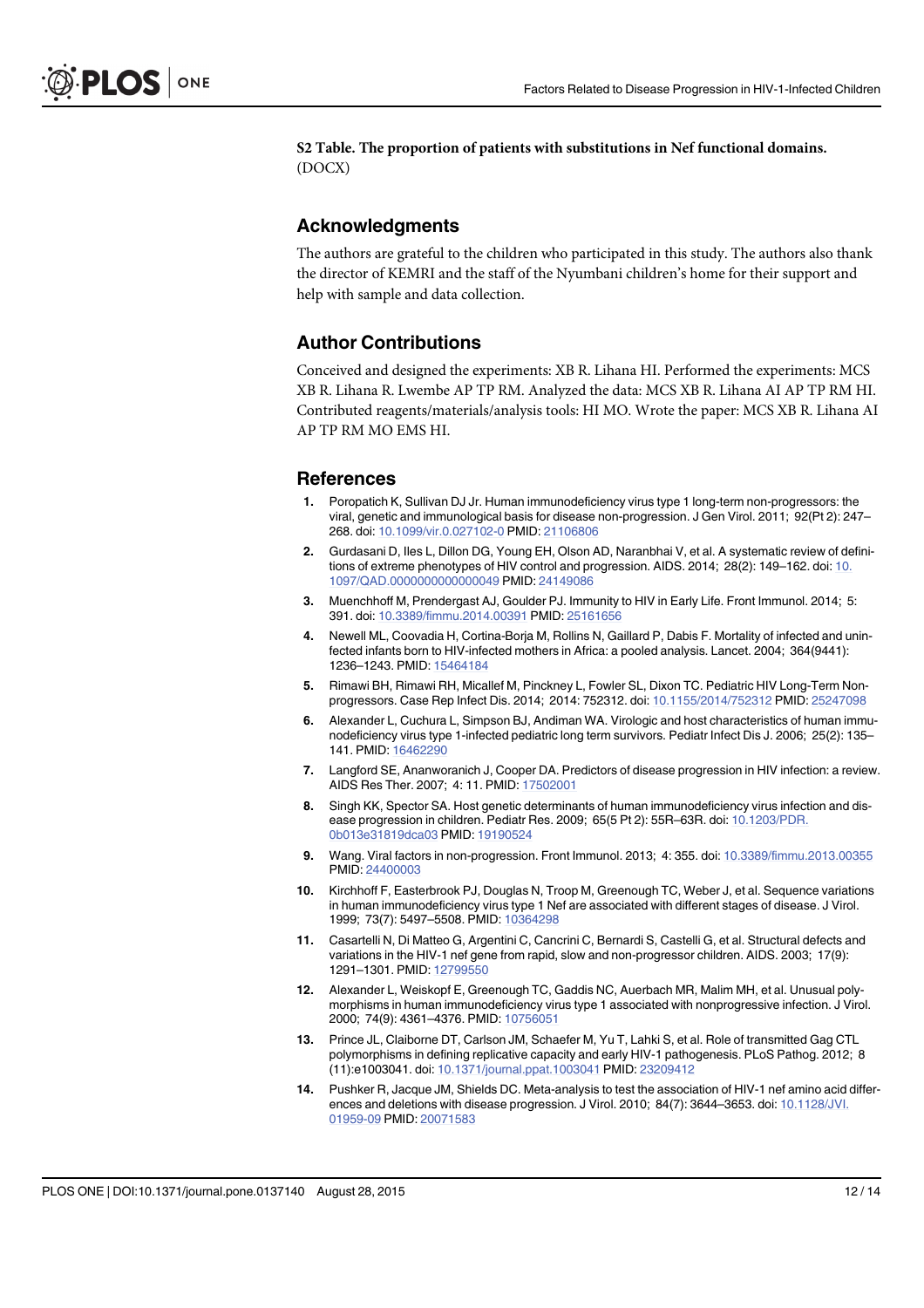**S2 Table. The proportion of patients with substitutions in Nef functional domains.** (DOCX)

## Acknowledgments

The authors are grateful to the children who participated in this study. The authors also thank the director of KEMRI and the staff of the Nyumbani children's home for their support and help with sample and data collection.

## Author Contributions

Conceived and designed the experiments: XB R. Lihana HI. Performed the experiments: MCS XB R. Lihana R. Lwembe AP TP RM. Analyzed the data: MCS XB R. Lihana AI AP TP RM HI. Contributed reagents/materials/analysis tools: HI MO. Wrote the paper: MCS XB R. Lihana AI AP TP RM MO EMS HI.

## References

1. Poropatich K, Sullivan DJ Jr. Human immunodeficiency virus type 1 long-term non-progressors: the viral, genetic and immunological basis for disease non-progression. J Gen Virol. 2011; 92(Pt 2): 247–268. doi: 10.1099/vir.0.027102-0 PMID: 21106806
2. Gurdasani D, Iles L, Dillon DG, Young EH, Olson AD, Naranbhai V, et al. A systematic review of definitions of extreme phenotypes of HIV control and progression. AIDS. 2014; 28(2): 149–162. doi: 10.1097/QAD.0000000000000049 PMID: 24149086
3. Muenchhoff M, Prendergast AJ, Goulder PJ. Immunity to HIV in Early Life. Front Immunol. 2014; 5: 391. doi: 10.3389/fimmu.2014.00391 PMID: 25161656
4. Newell ML, Coovadia H, Cortina-Borja M, Rollins N, Gaillard P, Dabis F. Mortality of infected and uninfected infants born to HIV-infected mothers in Africa: a pooled analysis. Lancet. 2004; 364(9441): 1236–1243. PMID: 15464184
5. Rimawi BH, Rimawi RH, Micallef M, Pinckney L, Fowler SL, Dixon TC. Pediatric HIV Long-Term Nonprogressors. Case Rep Infect Dis. 2014; 2014: 752312. doi: 10.1155/2014/752312 PMID: 25247098
6. Alexander L, Cuchura L, Simpson BJ, Andiman WA. Virologic and host characteristics of human immunodeficiency virus type 1-infected pediatric long term survivors. Pediatr Infect Dis J. 2006; 25(2): 135–141. PMID: 16462290
7. Langford SE, Ananworanich J, Cooper DA. Predictors of disease progression in HIV infection: a review. AIDS Res Ther. 2007; 4: 11. PMID: 17502001
8. Singh KK, Spector SA. Host genetic determinants of human immunodeficiency virus infection and disease progression in children. Pediatr Res. 2009; 65(5 Pt 2): 55R–63R. doi: 10.1203/PDR.0b013e31819dca03 PMID: 19190524
9. Wang. Viral factors in non-progression. Front Immunol. 2013; 4: 355. doi: 10.3389/fimmu.2013.00355 PMID: 24400003
10. Kirchhoff F, Easterbrook PJ, Douglas N, Troop M, Greenough TC, Weber J, et al. Sequence variations in human immunodeficiency virus type 1 Nef are associated with different stages of disease. J Virol. 1999; 73(7): 5497–5508. PMID: 10364298
11. Casartelli N, Di Matteo G, Argentini C, Cancrini C, Bernardi S, Castelli G, et al. Structural defects and variations in the HIV-1 nef gene from rapid, slow and non-progressor children. AIDS. 2003; 17(9): 1291–1301. PMID: 12799550
12. Alexander L, Weiskopf E, Greenough TC, Gaddis NC, Auerbach MR, Malim MH, et al. Unusual polymorphisms in human immunodeficiency virus type 1 associated with nonprogressive infection. J Virol. 2000; 74(9): 4361–4376. PMID: 10756051
13. Prince JL, Claiborne DT, Carlson JM, Schaefer M, Yu T, Lahki S, et al. Role of transmitted Gag CTL polymorphisms in defining replicative capacity and early HIV-1 pathogenesis. PLoS Pathog. 2012; 8 (11):e1003041. doi: 10.1371/journal.ppat.1003041 PMID: 23209412
14. Pushker R, Jacque JM, Shields DC. Meta-analysis to test the association of HIV-1 nef amino acid differences and deletions with disease progression. J Virol. 2010; 84(7): 3644–3653. doi: 10.1128/JVI.01959-09 PMID: 20071583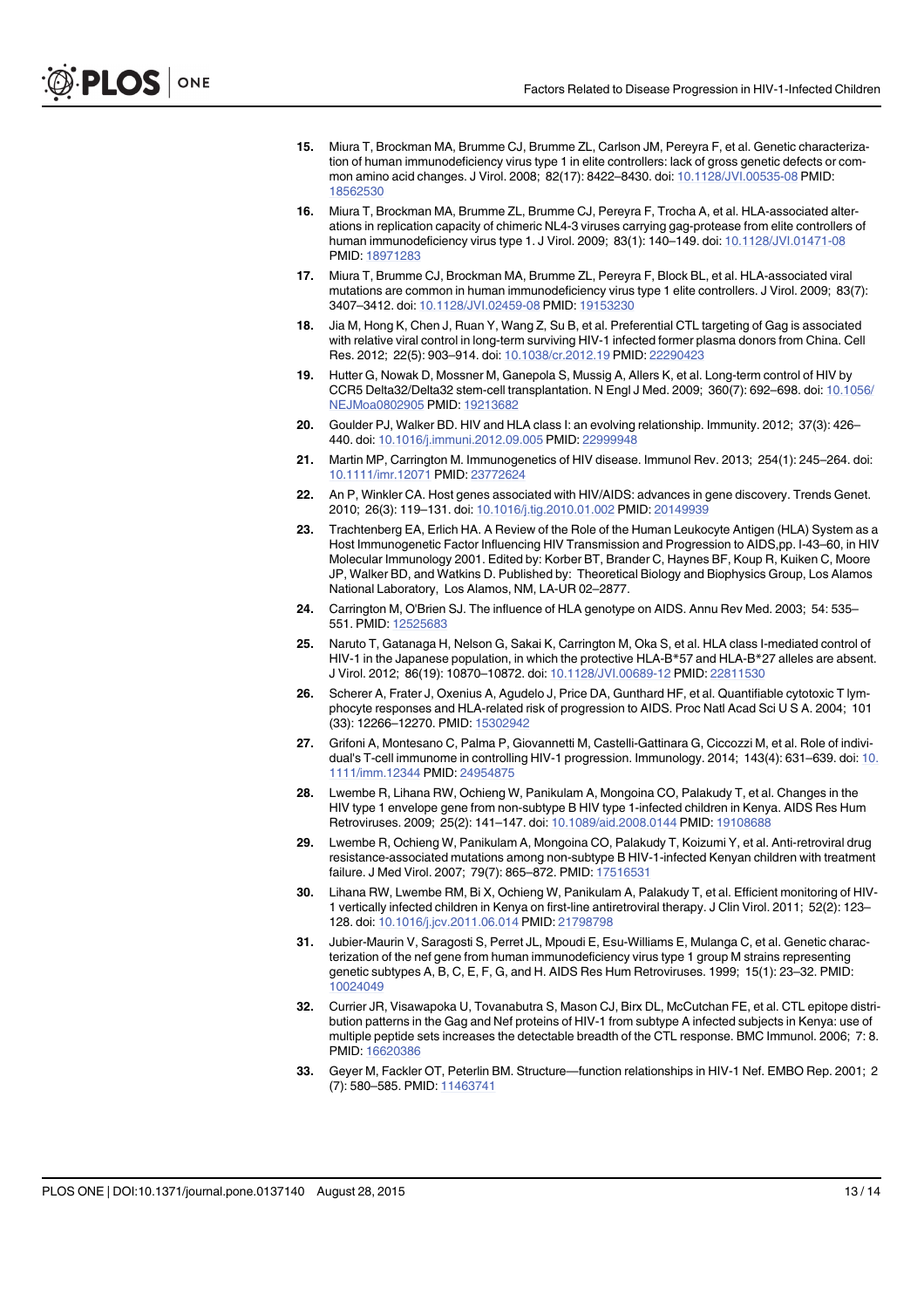15. Miura T, Brockman MA, Brumme CJ, Brumme ZL, Carlson JM, Pereyra F, et al. Genetic characterization of human immunodeficiency virus type 1 in elite controllers: lack of gross genetic defects or common amino acid changes. J Virol. 2008; 82(17): 8422–8430. doi: 10.1128/JVI.00535-08 PMID: 18562530

16. Miura T, Brockman MA, Brumme ZL, Brumme CJ, Pereyra F, Trocha A, et al. HLA-associated alterations in replication capacity of chimeric NL4-3 viruses carrying gag-protease from elite controllers of human immunodeficiency virus type 1. J Virol. 2009; 83(1): 140–149. doi: 10.1128/JVI.01471-08 PMID: 18971283

17. Miura T, Brumme CJ, Brockman MA, Brumme ZL, Pereyra F, Block BL, et al. HLA-associated viral mutations are common in human immunodeficiency virus type 1 elite controllers. J Virol. 2009; 83(7): 3407–3412. doi: 10.1128/JVI.02459-08 PMID: 19153230

18. Jia M, Hong K, Chen J, Ruan Y, Wang Z, Su B, et al. Preferential CTL targeting of Gag is associated with relative viral control in long-term surviving HIV-1 infected former plasma donors from China. Cell Res. 2012; 22(5): 903–914. doi: 10.1038/cr.2012.19 PMID: 22290423

19. Hutter G, Nowak D, Mossner M, Ganepola S, Mussig A, Allers K, et al. Long-term control of HIV by CCR5 Delta32/Delta32 stem-cell transplantation. N Engl J Med. 2009; 360(7): 692–698. doi: 10.1056/NEJMoa0802905 PMID: 19213682

20. Goulder PJ, Walker BD. HIV and HLA class I: an evolving relationship. Immunity. 2012; 37(3): 426–440. doi: 10.1016/j.immuni.2012.09.005 PMID: 22999948

21. Martin MP, Carrington M. Immunogenetics of HIV disease. Immunol Rev. 2013; 254(1): 245–264. doi: 10.1111/imr.12071 PMID: 23772624

22. An P, Winkler CA. Host genes associated with HIV/AIDS: advances in gene discovery. Trends Genet. 2010; 26(3): 119–131. doi: 10.1016/j.tig.2010.01.002 PMID: 20149939

23. Trachtenberg EA, Erlich HA. A Review of the Role of the Human Leukocyte Antigen (HLA) System as a Host Immunogenetic Factor Influencing HIV Transmission and Progression to AIDS,pp. I-43–60, in HIV Molecular Immunology 2001. Edited by: Korber BT, Brander C, Haynes BF, Koup R, Kuiken C, Moore JP, Walker BD, and Watkins D. Published by: Theoretical Biology and Biophysics Group, Los Alamos National Laboratory, Los Alamos, NM, LA-UR 02–2877.

24. Carrington M, O'Brien SJ. The influence of HLA genotype on AIDS. Annu Rev Med. 2003; 54: 535–551. PMID: 12525683

25. Naruto T, Gatanaga H, Nelson G, Sakai K, Carrington M, Oka S, et al. HLA class I-mediated control of HIV-1 in the Japanese population, in which the protective HLA-B*57 and HLA-B*27 alleles are absent. J Virol. 2012; 86(19): 10870–10872. doi: 10.1128/JVI.00689-12 PMID: 22811530

26. Scherer A, Frater J, Oxenius A, Agudelo J, Price DA, Gunthard HF, et al. Quantifiable cytotoxic T lymphocyte responses and HLA-related risk of progression to AIDS. Proc Natl Acad Sci U S A. 2004; 101 (33): 12266–12270. PMID: 15302942

27. Grifoni A, Montesano C, Palma P, Giovannetti M, Castelli-Gattinara G, Ciccozzi M, et al. Role of individual's T-cell immunome in controlling HIV-1 progression. Immunology. 2014; 143(4): 631–639. doi: 10.1111/imm.12344 PMID: 24954875

28. Lwembe R, Lihana RW, Ochieng W, Panikulam A, Mongoina CO, Palakudy T, et al. Changes in the HIV type 1 envelope gene from non-subtype B HIV type 1-infected children in Kenya. AIDS Res Hum Retroviruses. 2009; 25(2): 141–147. doi: 10.1089/aid.2008.0144 PMID: 19108688

29. Lwembe R, Ochieng W, Panikulam A, Mongoina CO, Palakudy T, Koizumi Y, et al. Anti-retroviral drug resistance-associated mutations among non-subtype B HIV-1-infected Kenyan children with treatment failure. J Med Virol. 2007; 79(7): 865–872. PMID: 17516531

30. Lihana RW, Lwembe RM, Bi X, Ochieng W, Panikulam A, Palakudy T, et al. Efficient monitoring of HIV-1 vertically infected children in Kenya on first-line antiretroviral therapy. J Clin Virol. 2011; 52(2): 123–128. doi: 10.1016/j.jcv.2011.06.014 PMID: 21798798

31. Jubier-Maurin V, Saragosti S, Perret JL, Mpoudi E, Esu-Williams E, Mulanga C, et al. Genetic characterization of the nef gene from human immunodeficiency virus type 1 group M strains representing genetic subtypes A, B, C, E, F, G, and H. AIDS Res Hum Retroviruses. 1999; 15(1): 23–32. PMID: 10024049

32. Currier JR, Visawapoka U, Tovanabutra S, Mason CJ, Birx DL, McCutchan FE, et al. CTL epitope distribution patterns in the Gag and Nef proteins of HIV-1 from subtype A infected subjects in Kenya: use of multiple peptide sets increases the detectable breadth of the CTL response. BMC Immunol. 2006; 7: 8. PMID: 16620386

33. Geyer M, Fackler OT, Peterlin BM. Structure—function relationships in HIV-1 Nef. EMBO Rep. 2001; 2 (7): 580–585. PMID: 11463741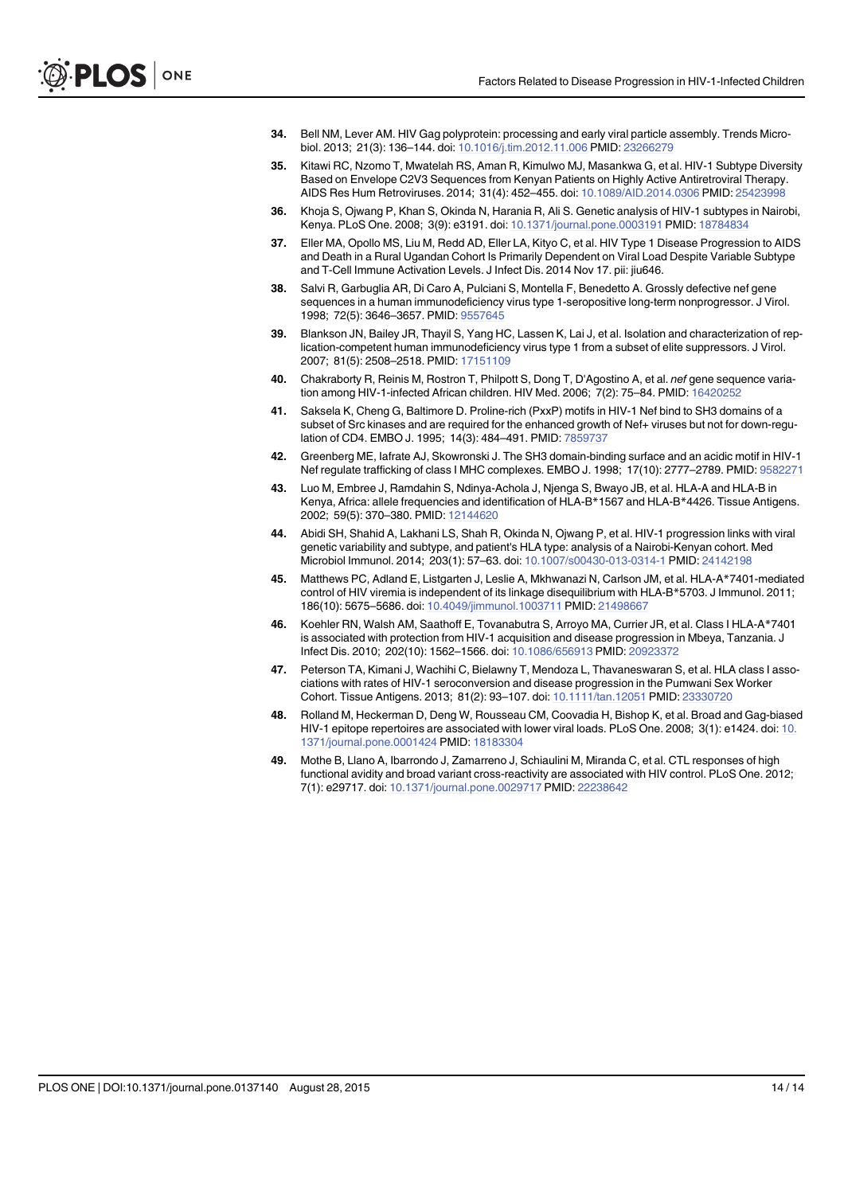34. Bell NM, Lever AM. HIV Gag polyprotein: processing and early viral particle assembly. Trends Microbiol. 2013; 21(3): 136–144. doi: 10.1016/j.tim.2012.11.006 PMID: 23266279

35. Kitawi RC, Nzomo T, Mwatelah RS, Aman R, Kimulwo MJ, Masankwa G, et al. HIV-1 Subtype Diversity Based on Envelope C2V3 Sequences from Kenyan Patients on Highly Active Antiretroviral Therapy. AIDS Res Hum Retroviruses. 2014; 31(4): 452–455. doi: 10.1089/AID.2014.0306 PMID: 25423998

36. Khoja S, Ojwang P, Khan S, Okinda N, Harania R, Ali S. Genetic analysis of HIV-1 subtypes in Nairobi, Kenya. PLoS One. 2008; 3(9): e3191. doi: 10.1371/journal.pone.0003191 PMID: 18784834

37. Eller MA, Opollo MS, Liu M, Redd AD, Eller LA, Kityo C, et al. HIV Type 1 Disease Progression to AIDS and Death in a Rural Ugandan Cohort Is Primarily Dependent on Viral Load Despite Variable Subtype and T-Cell Immune Activation Levels. J Infect Dis. 2014 Nov 17. pii: jiu646.

38. Salvi R, Garbuglia AR, Di Caro A, Pulciani S, Montella F, Benedetto A. Grossly defective nef gene sequences in a human immunodeficiency virus type 1-seropositive long-term nonprogressor. J Virol. 1998; 72(5): 3646–3657. PMID: 9557645

39. Blankson JN, Bailey JR, Thayil S, Yang HC, Lassen K, Lai J, et al. Isolation and characterization of replication-competent human immunodeficiency virus type 1 from a subset of elite suppressors. J Virol. 2007; 81(5): 2508–2518. PMID: 17151109

40. Chakraborty R, Reinis M, Rostron T, Philpott S, Dong T, D'Agostino A, et al. *nef* gene sequence variation among HIV-1-infected African children. HIV Med. 2006; 7(2): 75–84. PMID: 16420252

41. Saksela K, Cheng G, Baltimore D. Proline-rich (PxxP) motifs in HIV-1 Nef bind to SH3 domains of a subset of Src kinases and are required for the enhanced growth of Nef+ viruses but not for down-regulation of CD4. EMBO J. 1995; 14(3): 484–491. PMID: 7859737

42. Greenberg ME, Iafrate AJ, Skowronski J. The SH3 domain-binding surface and an acidic motif in HIV-1 Nef regulate trafficking of class I MHC complexes. EMBO J. 1998; 17(10): 2777–2789. PMID: 9582271

43. Luo M, Embree J, Ramdahin S, Ndinya-Achola J, Njenga S, Bwayo JB, et al. HLA-A and HLA-B in Kenya, Africa: allele frequencies and identification of HLA-B*1567 and HLA-B*4426. Tissue Antigens. 2002; 59(5): 370–380. PMID: 12144620

44. Abidi SH, Shahid A, Lakhani LS, Shah R, Okinda N, Ojwang P, et al. HIV-1 progression links with viral genetic variability and subtype, and patient's HLA type: analysis of a Nairobi-Kenyan cohort. Med Microbiol Immunol. 2014; 203(1): 57–63. doi: 10.1007/s00430-013-0314-1 PMID: 24142198

45. Matthews PC, Adland E, Listgarten J, Leslie A, Mkhwanazi N, Carlson JM, et al. HLA-A*7401-mediated control of HIV viremia is independent of its linkage disequilibrium with HLA-B*5703. J Immunol. 2011; 186(10): 5675–5686. doi: 10.4049/jimmunol.1003711 PMID: 21498667

46. Koehler RN, Walsh AM, Saathoff E, Tovanabutra S, Arroyo MA, Currier JR, et al. Class I HLA-A*7401 is associated with protection from HIV-1 acquisition and disease progression in Mbeya, Tanzania. J Infect Dis. 2010; 202(10): 1562–1566. doi: 10.1086/656913 PMID: 20923372

47. Peterson TA, Kimani J, Wachihi C, Bielawny T, Mendoza L, Thavaneswaran S, et al. HLA class I associations with rates of HIV-1 seroconversion and disease progression in the Pumwani Sex Worker Cohort. Tissue Antigens. 2013; 81(2): 93–107. doi: 10.1111/tan.12051 PMID: 23330720

48. Rolland M, Heckerman D, Deng W, Rousseau CM, Coovadia H, Bishop K, et al. Broad and Gag-biased HIV-1 epitope repertoires are associated with lower viral loads. PLoS One. 2008; 3(1): e1424. doi: 10.1371/journal.pone.0001424 PMID: 18183304

49. Mothe B, Llano A, Ibarrondo J, Zamarreno J, Schiaulini M, Miranda C, et al. CTL responses of high functional avidity and broad variant cross-reactivity are associated with HIV control. PLoS One. 2012; 7(1): e29717. doi: 10.1371/journal.pone.0029717 PMID: 22238642